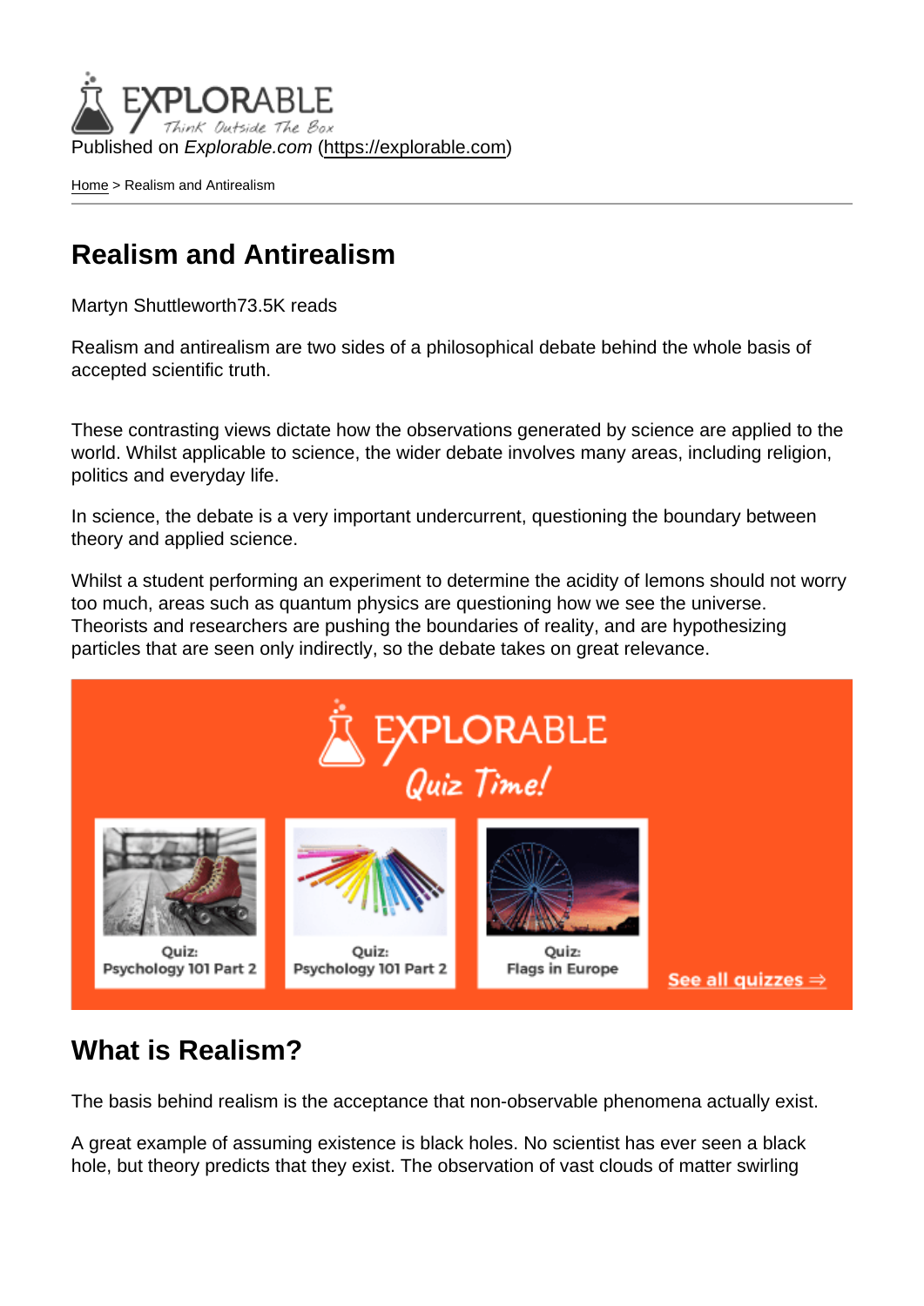Published on *Explorable.com* (https://explorable.com)

Home > Realism and Antirealism

# Realism and Antirealism

Martyn Shuttleworth73.5K reads

Realism and antirealism are two sides of a philosophical debate behind the whole basis of accepted scientific truth.

These contrasting views dictate how the observations generated by science are applied to the world. Whilst applicable to science, the wider debate involves many areas, including religion, politics and everyday life.

In science, the debate is a very important undercurrent, questioning the boundary between theory and applied science.

Whilst a student performing an experiment to determine the acidity of lemons should not worry too much, areas such as quantum physics are questioning how we see the universe. Theorists and researchers are pushing the boundaries of reality, and are hypothesizing particles that are seen only indirectly, so the debate takes on great relevance.

## What is Realism?

The basis behind realism is the acceptance that non-observable phenomena actually exist.

A great example of assuming existence is black holes. No scientist has ever seen a black hole, but theory predicts that they exist. The observation of vast clouds of matter swirling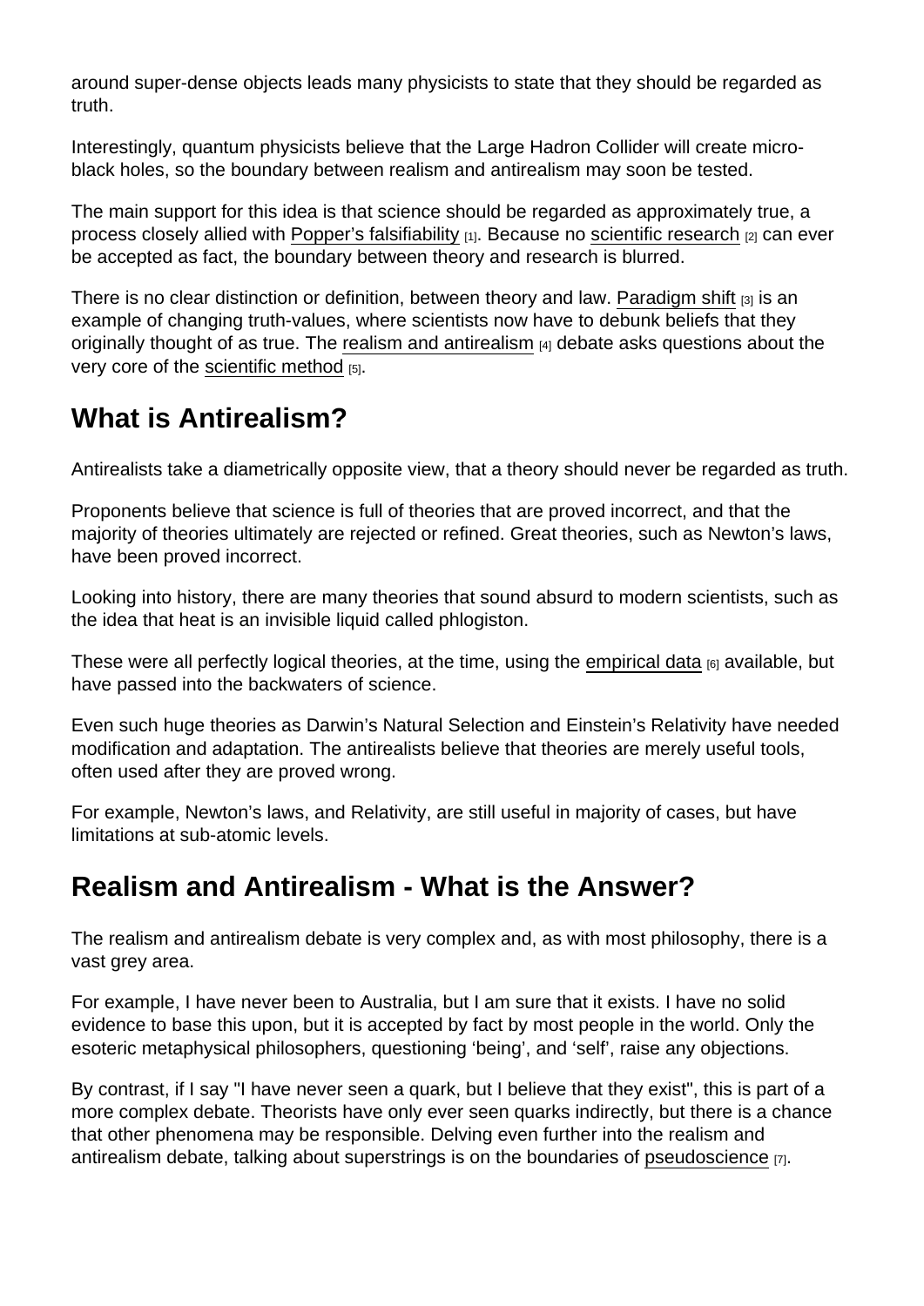around super-dense objects leads many physicists to state that they should be regarded as truth.

Interestingly, quantum physicists believe that the Large Hadron Collider will create micro-black holes, so the boundary between realism and antirealism may soon be tested.

The main support for this idea is that science should be regarded as approximately true, a process closely allied with Popper's falsifiability [1]. Because no scientific research [2] can ever be accepted as fact, the boundary between theory and research is blurred.

There is no clear distinction or definition, between theory and law. Paradigm shift [3] is an example of changing truth-values, where scientists now have to debunk beliefs that they originally thought of as true. The realism and antirealism [4] debate asks questions about the very core of the scientific method [5].

## What is Antirealism?

Antirealists take a diametrically opposite view, that a theory should never be regarded as truth.

Proponents believe that science is full of theories that are proved incorrect, and that the majority of theories ultimately are rejected or refined. Great theories, such as Newton's laws, have been proved incorrect.

Looking into history, there are many theories that sound absurd to modern scientists, such as the idea that heat is an invisible liquid called phlogiston.

These were all perfectly logical theories, at the time, using the empirical data [6] available, but have passed into the backwaters of science.

Even such huge theories as Darwin's Natural Selection and Einstein's Relativity have needed modification and adaptation. The antirealists believe that theories are merely useful tools, often used after they are proved wrong.

For example, Newton's laws, and Relativity, are still useful in majority of cases, but have limitations at sub-atomic levels.

## Realism and Antirealism - What is the Answer?

The realism and antirealism debate is very complex and, as with most philosophy, there is a vast grey area.

For example, I have never been to Australia, but I am sure that it exists. I have no solid evidence to base this upon, but it is accepted by fact by most people in the world. Only the esoteric metaphysical philosophers, questioning 'being', and 'self', raise any objections.

By contrast, if I say "I have never seen a quark, but I believe that they exist", this is part of a more complex debate. Theorists have only ever seen quarks indirectly, but there is a chance that other phenomena may be responsible. Delving even further into the realism and antirealism debate, talking about superstrings is on the boundaries of pseudoscience [7].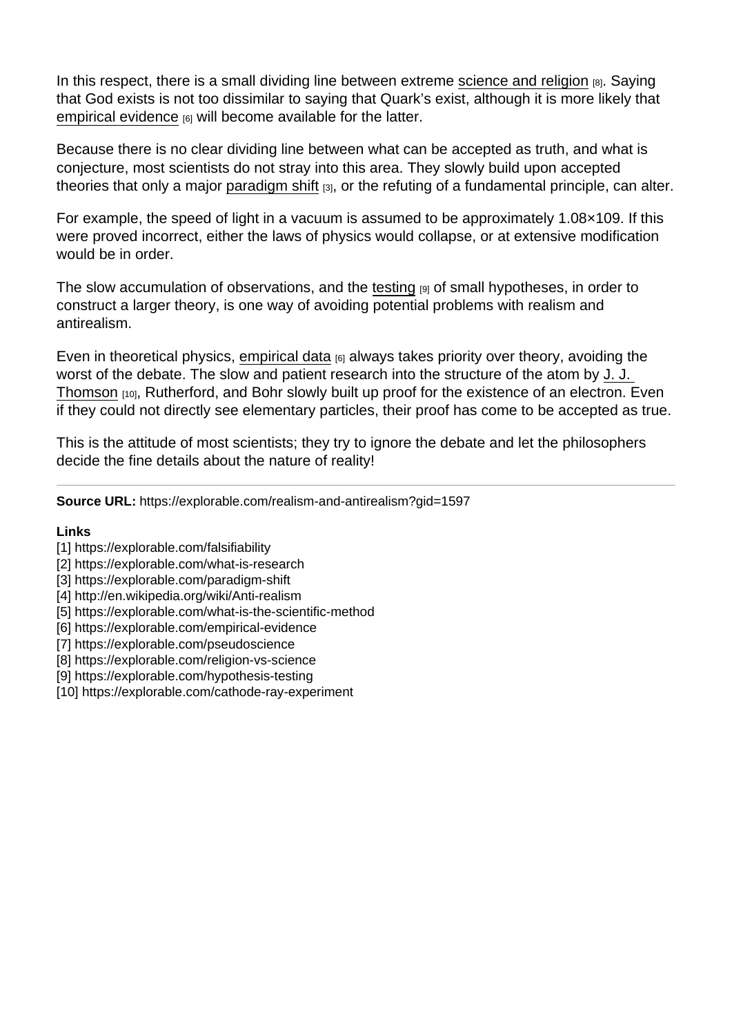In this respect, there is a small dividing line between extreme science and religion [8]. Saying that God exists is not too dissimilar to saying that Quark's exist, although it is more likely that empirical evidence [6] will become available for the latter.

Because there is no clear dividing line between what can be accepted as truth, and what is conjecture, most scientists do not stray into this area. They slowly build upon accepted theories that only a major paradigm shift [3], or the refuting of a fundamental principle, can alter.

For example, the speed of light in a vacuum is assumed to be approximately 1.08×109. If this were proved incorrect, either the laws of physics would collapse, or at extensive modification would be in order.

The slow accumulation of observations, and the testing [9] of small hypotheses, in order to construct a larger theory, is one way of avoiding potential problems with realism and antirealism.

Even in theoretical physics, empirical data [6] always takes priority over theory, avoiding the worst of the debate. The slow and patient research into the structure of the atom by J. J. Thomson [10], Rutherford, and Bohr slowly built up proof for the existence of an electron. Even if they could not directly see elementary particles, their proof has come to be accepted as true.

This is the attitude of most scientists; they try to ignore the debate and let the philosophers decide the fine details about the nature of reality!

---

**Source URL:** https://explorable.com/realism-and-antirealism?gid=1597

**Links**
[1] https://explorable.com/falsifiability
[2] https://explorable.com/what-is-research
[3] https://explorable.com/paradigm-shift
[4] http://en.wikipedia.org/wiki/Anti-realism
[5] https://explorable.com/what-is-the-scientific-method
[6] https://explorable.com/empirical-evidence
[7] https://explorable.com/pseudoscience
[8] https://explorable.com/religion-vs-science
[9] https://explorable.com/hypothesis-testing
[10] https://explorable.com/cathode-ray-experiment